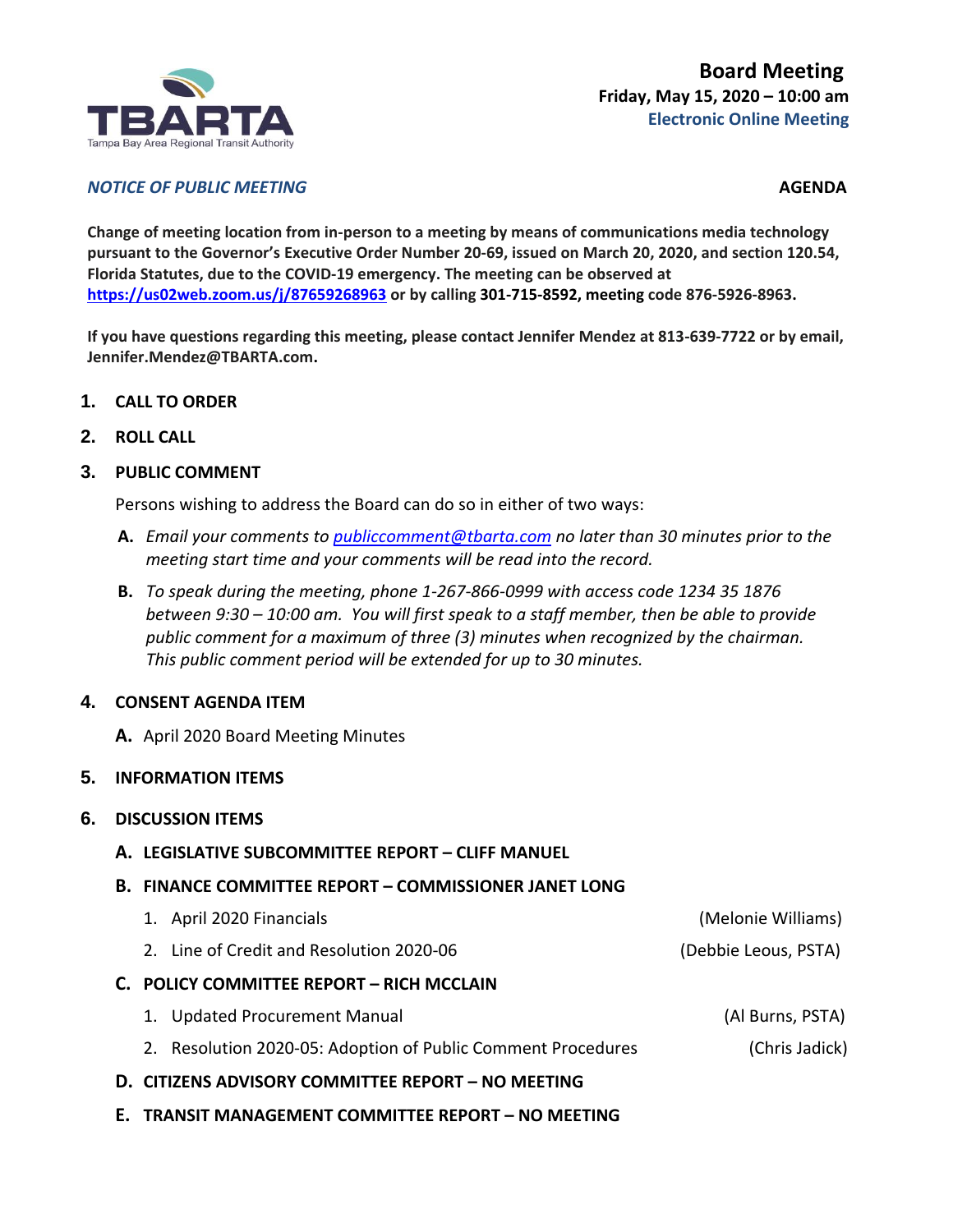TBARTA
Tampa Bay Area Regional Transit Authority

**Board Meeting**
**Friday, May 15, 2020 – 10:00 am**
**Electronic Online Meeting**

***NOTICE OF PUBLIC MEETING*** **AGENDA**

**Change of meeting location from in-person to a meeting by means of communications media technology pursuant to the Governor's Executive Order Number 20-69, issued on March 20, 2020, and section 120.54, Florida Statutes, due to the COVID-19 emergency. The meeting can be observed at https://us02web.zoom.us/j/87659268963 or by calling 301-715-8592, meeting code 876-5926-8963.**

**If you have questions regarding this meeting, please contact Jennifer Mendez at 813-639-7722 or by email, Jennifer.Mendez@TBARTA.com.**

1. **CALL TO ORDER**

2. **ROLL CALL**

3. **PUBLIC COMMENT**

   Persons wishing to address the Board can do so in either of two ways:

   **A.** *Email your comments to publiccomment@tbarta.com no later than 30 minutes prior to the meeting start time and your comments will be read into the record.*

   **B.** *To speak during the meeting, phone 1-267-866-0999 with access code 1234 35 1876 between 9:30 – 10:00 am. You will first speak to a staff member, then be able to provide public comment for a maximum of three (3) minutes when recognized by the chairman. This public comment period will be extended for up to 30 minutes.*

4. **CONSENT AGENDA ITEM**

   **A.** April 2020 Board Meeting Minutes

5. **INFORMATION ITEMS**

6. **DISCUSSION ITEMS**

   **A. LEGISLATIVE SUBCOMMITTEE REPORT – CLIFF MANUEL**

   **B. FINANCE COMMITTEE REPORT – COMMISSIONER JANET LONG**

      1. April 2020 Financials (Melonie Williams)
      2. Line of Credit and Resolution 2020-06 (Debbie Leous, PSTA)

   **C. POLICY COMMITTEE REPORT – RICH MCCLAIN**

      1. Updated Procurement Manual (Al Burns, PSTA)
      2. Resolution 2020-05: Adoption of Public Comment Procedures (Chris Jadick)

   **D. CITIZENS ADVISORY COMMITTEE REPORT – NO MEETING**

   **E. TRANSIT MANAGEMENT COMMITTEE REPORT – NO MEETING**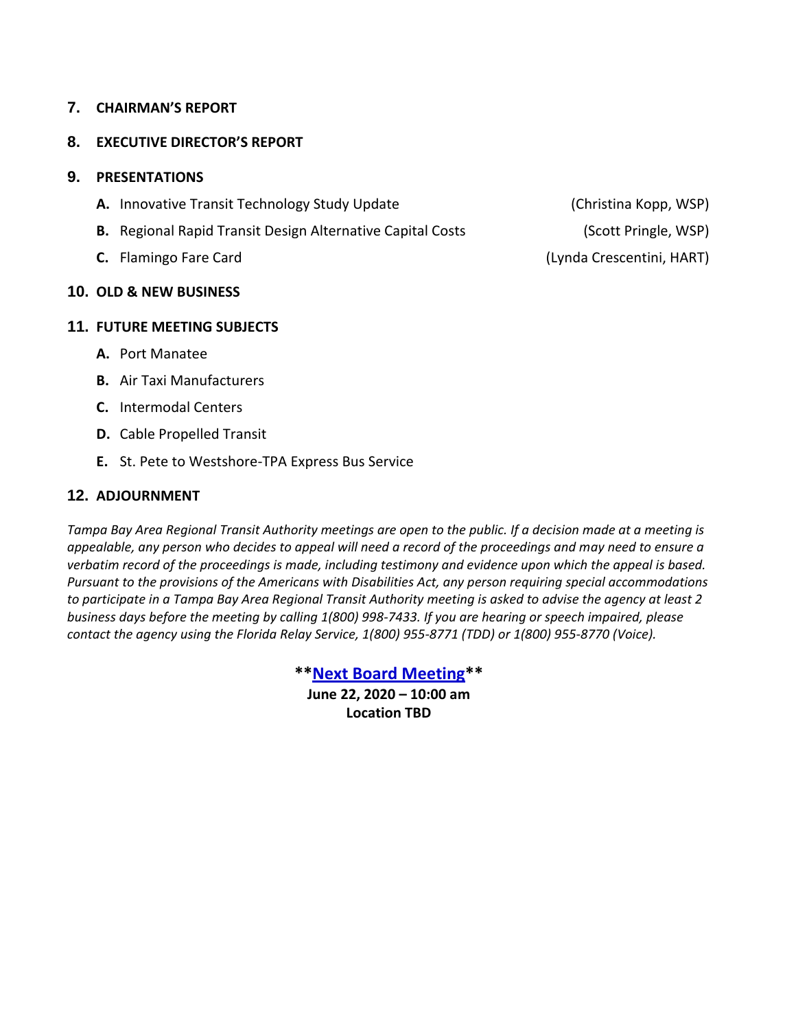7. **CHAIRMAN'S REPORT**

8. **EXECUTIVE DIRECTOR'S REPORT**

9. **PRESENTATIONS**

   **A.** Innovative Transit Technology Study Update (Christina Kopp, WSP)

   **B.** Regional Rapid Transit Design Alternative Capital Costs (Scott Pringle, WSP)

   **C.** Flamingo Fare Card (Lynda Crescentini, HART)

10. **OLD & NEW BUSINESS**

11. **FUTURE MEETING SUBJECTS**

    **A.** Port Manatee

    **B.** Air Taxi Manufacturers

    **C.** Intermodal Centers

    **D.** Cable Propelled Transit

    **E.** St. Pete to Westshore-TPA Express Bus Service

12. **ADJOURNMENT**

*Tampa Bay Area Regional Transit Authority meetings are open to the public. If a decision made at a meeting is appealable, any person who decides to appeal will need a record of the proceedings and may need to ensure a verbatim record of the proceedings is made, including testimony and evidence upon which the appeal is based. Pursuant to the provisions of the Americans with Disabilities Act, any person requiring special accommodations to participate in a Tampa Bay Area Regional Transit Authority meeting is asked to advise the agency at least 2 business days before the meeting by calling 1(800) 998-7433. If you are hearing or speech impaired, please contact the agency using the Florida Relay Service, 1(800) 955-8771 (TDD) or 1(800) 955-8770 (Voice).*

**\*\*Next Board Meeting\*\***
**June 22, 2020 – 10:00 am**
**Location TBD**